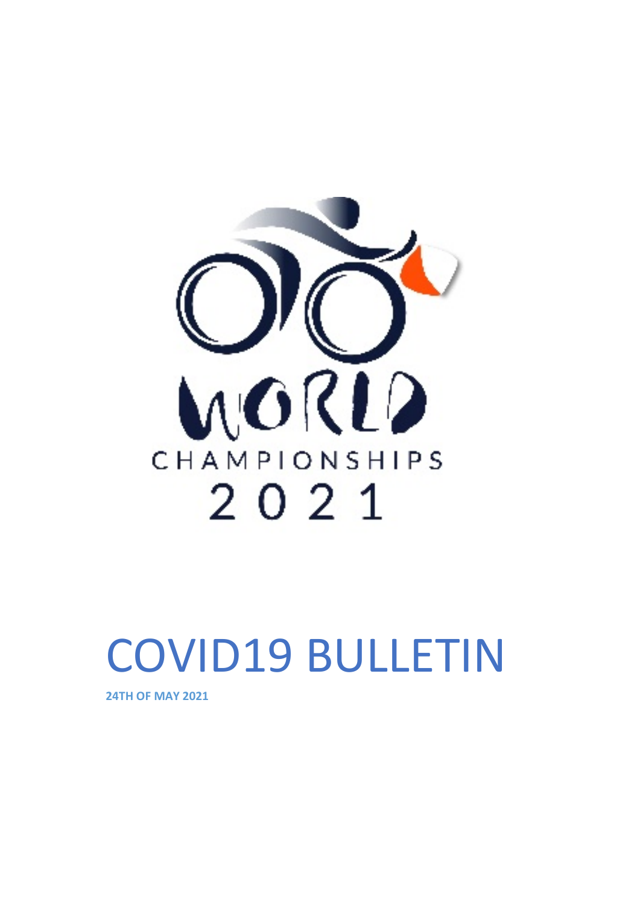WORLD CHAMPIONSHIPS 2021

# COVID19 BULLETIN

**24TH OF MAY 2021**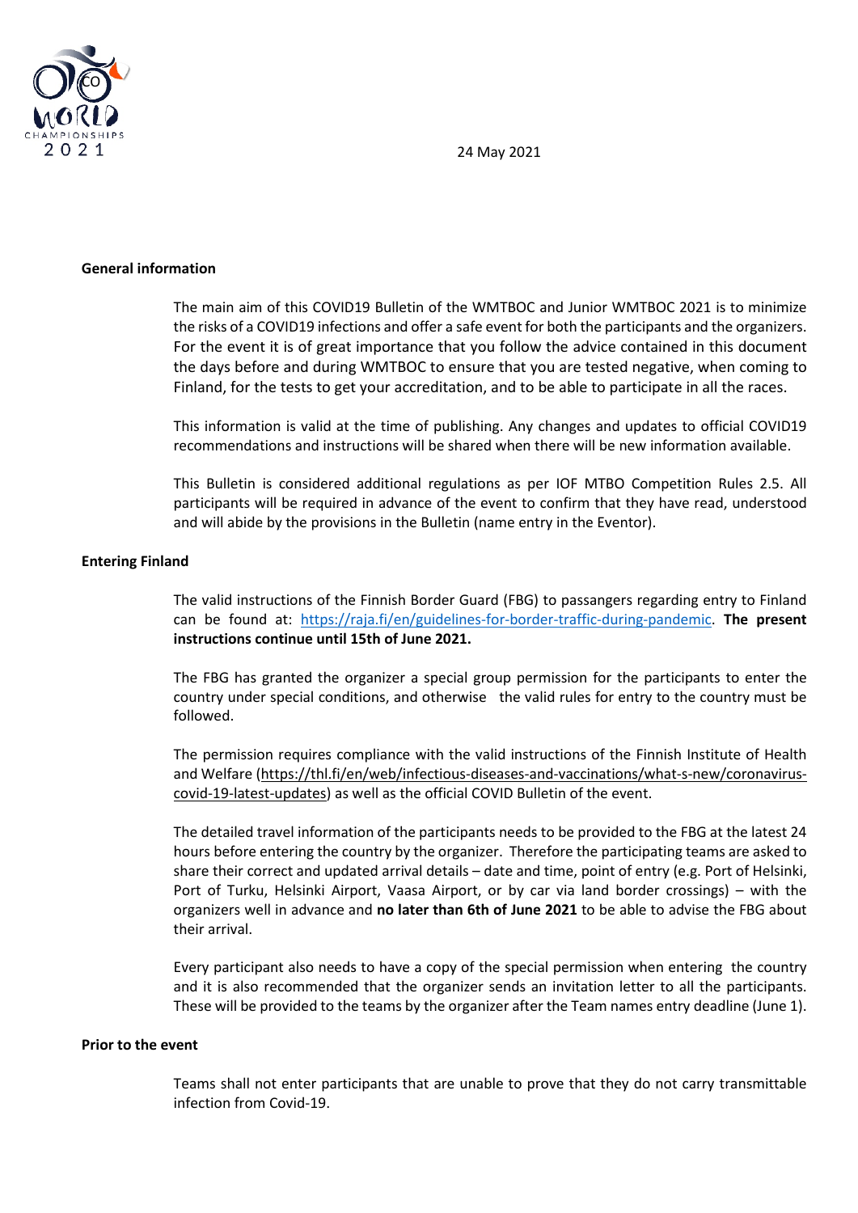24 May 2021

**General information**

The main aim of this COVID19 Bulletin of the WMTBOC and Junior WMTBOC 2021 is to minimize the risks of a COVID19 infections and offer a safe event for both the participants and the organizers. For the event it is of great importance that you follow the advice contained in this document the days before and during WMTBOC to ensure that you are tested negative, when coming to Finland, for the tests to get your accreditation, and to be able to participate in all the races.

This information is valid at the time of publishing. Any changes and updates to official COVID19 recommendations and instructions will be shared when there will be new information available.

This Bulletin is considered additional regulations as per IOF MTBO Competition Rules 2.5. All participants will be required in advance of the event to confirm that they have read, understood and will abide by the provisions in the Bulletin (name entry in the Eventor).

**Entering Finland**

The valid instructions of the Finnish Border Guard (FBG) to passangers regarding entry to Finland can be found at: https://raja.fi/en/guidelines-for-border-traffic-during-pandemic. **The present instructions continue until 15th of June 2021.**

The FBG has granted the organizer a special group permission for the participants to enter the country under special conditions, and otherwise the valid rules for entry to the country must be followed.

The permission requires compliance with the valid instructions of the Finnish Institute of Health and Welfare (https://thl.fi/en/web/infectious-diseases-and-vaccinations/what-s-new/coronavirus-covid-19-latest-updates) as well as the official COVID Bulletin of the event.

The detailed travel information of the participants needs to be provided to the FBG at the latest 24 hours before entering the country by the organizer. Therefore the participating teams are asked to share their correct and updated arrival details – date and time, point of entry (e.g. Port of Helsinki, Port of Turku, Helsinki Airport, Vaasa Airport, or by car via land border crossings) – with the organizers well in advance and **no later than 6th of June 2021** to be able to advise the FBG about their arrival.

Every participant also needs to have a copy of the special permission when entering the country and it is also recommended that the organizer sends an invitation letter to all the participants. These will be provided to the teams by the organizer after the Team names entry deadline (June 1).

**Prior to the event**

Teams shall not enter participants that are unable to prove that they do not carry transmittable infection from Covid-19.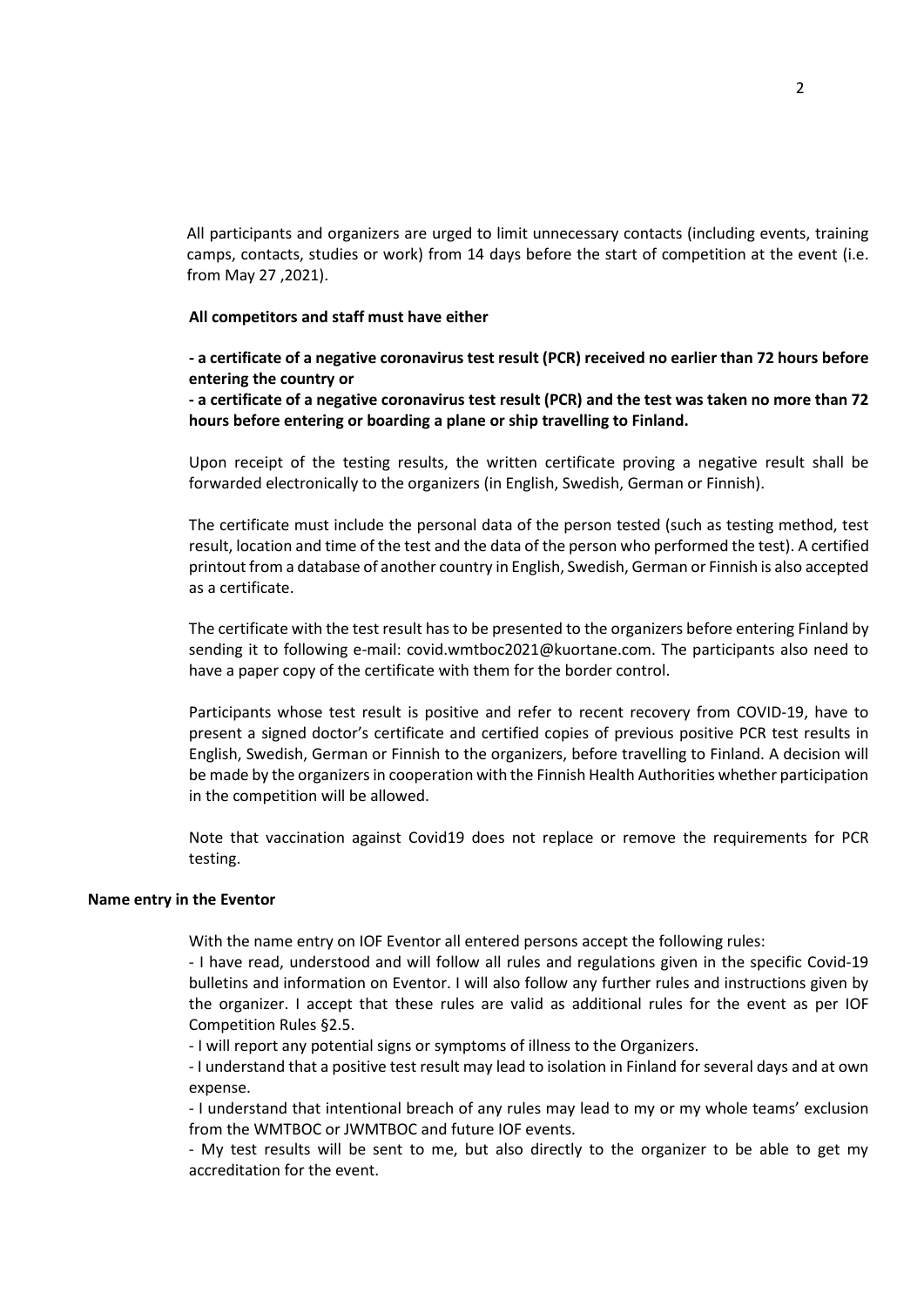All participants and organizers are urged to limit unnecessary contacts (including events, training camps, contacts, studies or work) from 14 days before the start of competition at the event (i.e. from May 27 ,2021).

**All competitors and staff must have either**

**- a certificate of a negative coronavirus test result (PCR) received no earlier than 72 hours before entering the country or**

**- a certificate of a negative coronavirus test result (PCR) and the test was taken no more than 72 hours before entering or boarding a plane or ship travelling to Finland.**

Upon receipt of the testing results, the written certificate proving a negative result shall be forwarded electronically to the organizers (in English, Swedish, German or Finnish).

The certificate must include the personal data of the person tested (such as testing method, test result, location and time of the test and the data of the person who performed the test). A certified printout from a database of another country in English, Swedish, German or Finnish is also accepted as a certificate.

The certificate with the test result has to be presented to the organizers before entering Finland by sending it to following e-mail: covid.wmtboc2021@kuortane.com. The participants also need to have a paper copy of the certificate with them for the border control.

Participants whose test result is positive and refer to recent recovery from COVID-19, have to present a signed doctor's certificate and certified copies of previous positive PCR test results in English, Swedish, German or Finnish to the organizers, before travelling to Finland. A decision will be made by the organizers in cooperation with the Finnish Health Authorities whether participation in the competition will be allowed.

Note that vaccination against Covid19 does not replace or remove the requirements for PCR testing.

**Name entry in the Eventor**

With the name entry on IOF Eventor all entered persons accept the following rules:

- I have read, understood and will follow all rules and regulations given in the specific Covid-19 bulletins and information on Eventor. I will also follow any further rules and instructions given by the organizer. I accept that these rules are valid as additional rules for the event as per IOF Competition Rules §2.5.
- I will report any potential signs or symptoms of illness to the Organizers.
- I understand that a positive test result may lead to isolation in Finland for several days and at own expense.
- I understand that intentional breach of any rules may lead to my or my whole teams' exclusion from the WMTBOC or JWMTBOC and future IOF events.
- My test results will be sent to me, but also directly to the organizer to be able to get my accreditation for the event.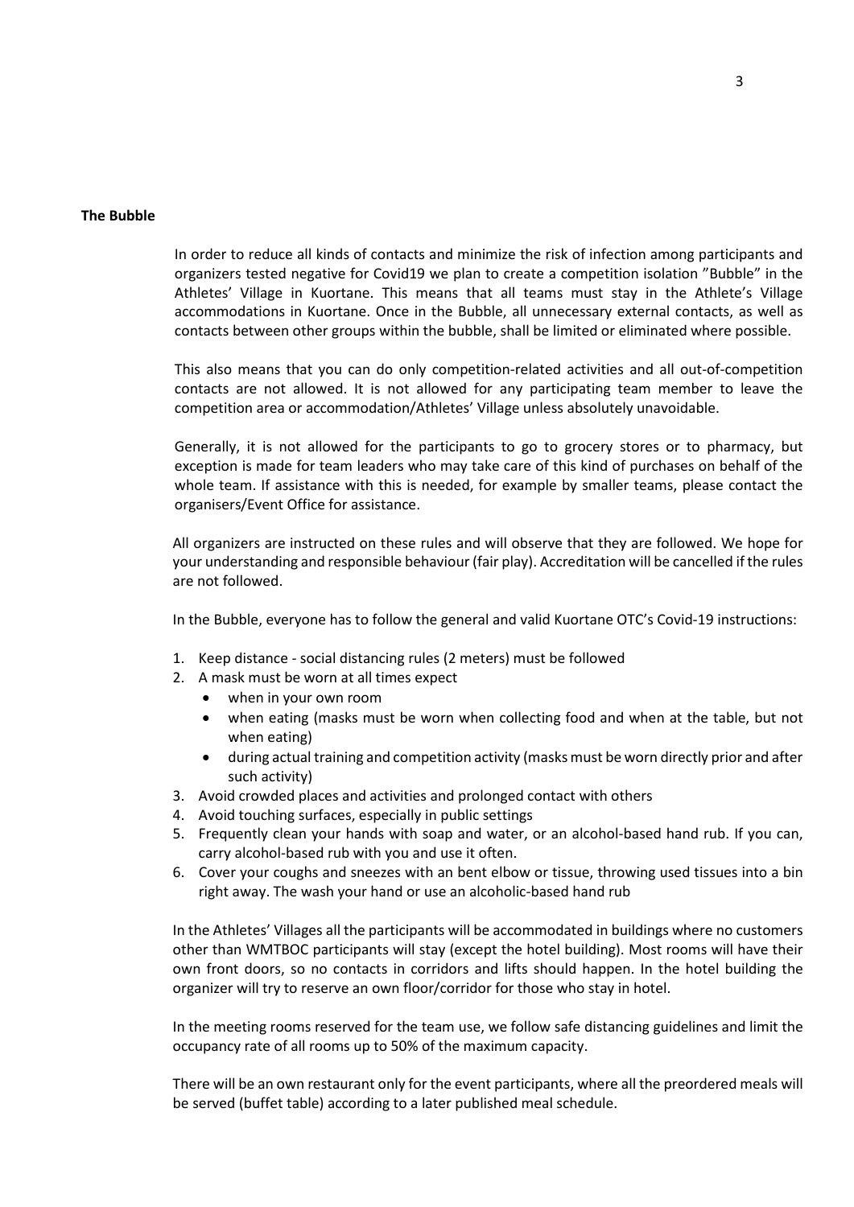**The Bubble**

In order to reduce all kinds of contacts and minimize the risk of infection among participants and organizers tested negative for Covid19 we plan to create a competition isolation "Bubble" in the Athletes' Village in Kuortane. This means that all teams must stay in the Athlete's Village accommodations in Kuortane. Once in the Bubble, all unnecessary external contacts, as well as contacts between other groups within the bubble, shall be limited or eliminated where possible.

This also means that you can do only competition-related activities and all out-of-competition contacts are not allowed. It is not allowed for any participating team member to leave the competition area or accommodation/Athletes' Village unless absolutely unavoidable.

Generally, it is not allowed for the participants to go to grocery stores or to pharmacy, but exception is made for team leaders who may take care of this kind of purchases on behalf of the whole team. If assistance with this is needed, for example by smaller teams, please contact the organisers/Event Office for assistance.

All organizers are instructed on these rules and will observe that they are followed. We hope for your understanding and responsible behaviour (fair play). Accreditation will be cancelled if the rules are not followed.

In the Bubble, everyone has to follow the general and valid Kuortane OTC's Covid-19 instructions:

1. Keep distance - social distancing rules (2 meters) must be followed
2. A mask must be worn at all times expect
   - when in your own room
   - when eating (masks must be worn when collecting food and when at the table, but not when eating)
   - during actual training and competition activity (masks must be worn directly prior and after such activity)
3. Avoid crowded places and activities and prolonged contact with others
4. Avoid touching surfaces, especially in public settings
5. Frequently clean your hands with soap and water, or an alcohol-based hand rub. If you can, carry alcohol-based rub with you and use it often.
6. Cover your coughs and sneezes with an bent elbow or tissue, throwing used tissues into a bin right away. The wash your hand or use an alcoholic-based hand rub

In the Athletes' Villages all the participants will be accommodated in buildings where no customers other than WMTBOC participants will stay (except the hotel building). Most rooms will have their own front doors, so no contacts in corridors and lifts should happen. In the hotel building the organizer will try to reserve an own floor/corridor for those who stay in hotel.

In the meeting rooms reserved for the team use, we follow safe distancing guidelines and limit the occupancy rate of all rooms up to 50% of the maximum capacity.

There will be an own restaurant only for the event participants, where all the preordered meals will be served (buffet table) according to a later published meal schedule.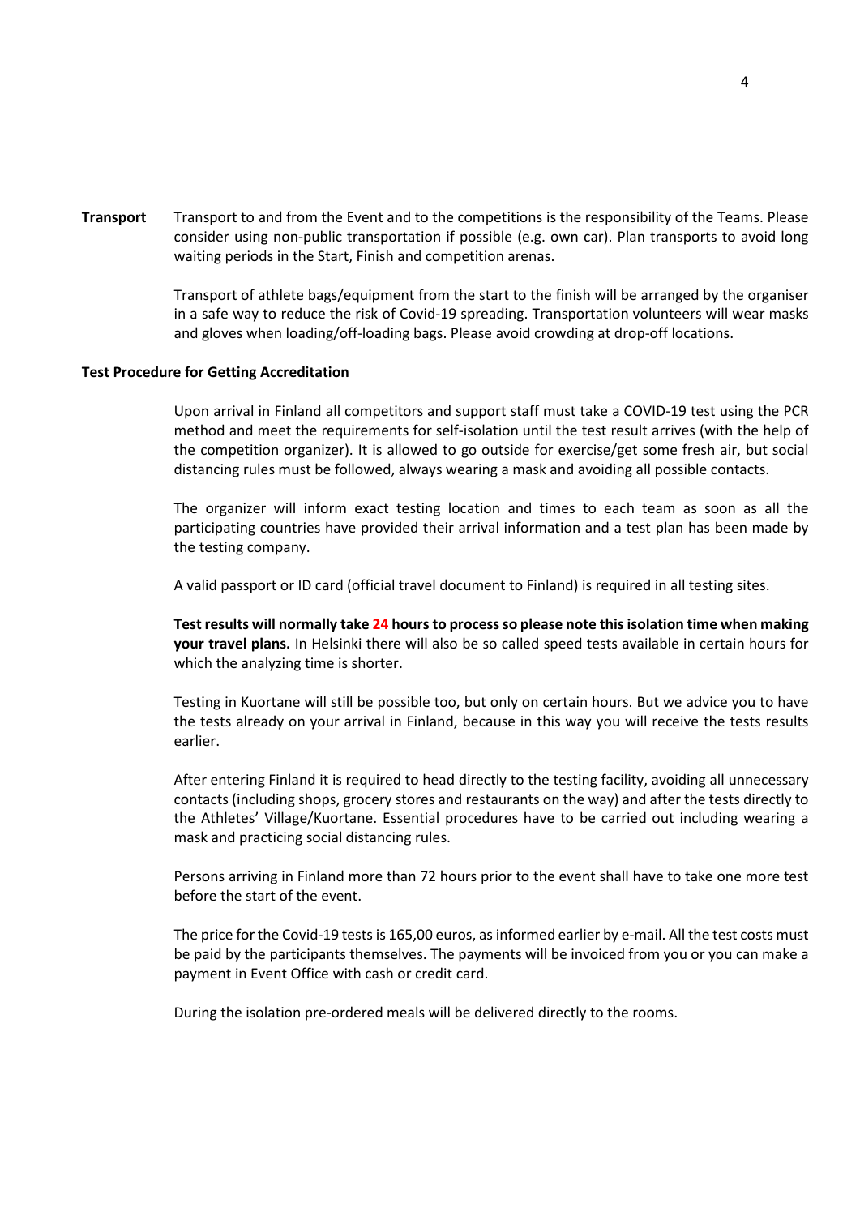**Transport** Transport to and from the Event and to the competitions is the responsibility of the Teams. Please consider using non-public transportation if possible (e.g. own car). Plan transports to avoid long waiting periods in the Start, Finish and competition arenas.

Transport of athlete bags/equipment from the start to the finish will be arranged by the organiser in a safe way to reduce the risk of Covid-19 spreading. Transportation volunteers will wear masks and gloves when loading/off-loading bags. Please avoid crowding at drop-off locations.

**Test Procedure for Getting Accreditation**

Upon arrival in Finland all competitors and support staff must take a COVID-19 test using the PCR method and meet the requirements for self-isolation until the test result arrives (with the help of the competition organizer). It is allowed to go outside for exercise/get some fresh air, but social distancing rules must be followed, always wearing a mask and avoiding all possible contacts.

The organizer will inform exact testing location and times to each team as soon as all the participating countries have provided their arrival information and a test plan has been made by the testing company.

A valid passport or ID card (official travel document to Finland) is required in all testing sites.

**Test results will normally take 24 hours to process so please note this isolation time when making your travel plans.** In Helsinki there will also be so called speed tests available in certain hours for which the analyzing time is shorter.

Testing in Kuortane will still be possible too, but only on certain hours. But we advice you to have the tests already on your arrival in Finland, because in this way you will receive the tests results earlier.

After entering Finland it is required to head directly to the testing facility, avoiding all unnecessary contacts (including shops, grocery stores and restaurants on the way) and after the tests directly to the Athletes' Village/Kuortane. Essential procedures have to be carried out including wearing a mask and practicing social distancing rules.

Persons arriving in Finland more than 72 hours prior to the event shall have to take one more test before the start of the event.

The price for the Covid-19 tests is 165,00 euros, as informed earlier by e-mail. All the test costs must be paid by the participants themselves. The payments will be invoiced from you or you can make a payment in Event Office with cash or credit card.

During the isolation pre-ordered meals will be delivered directly to the rooms.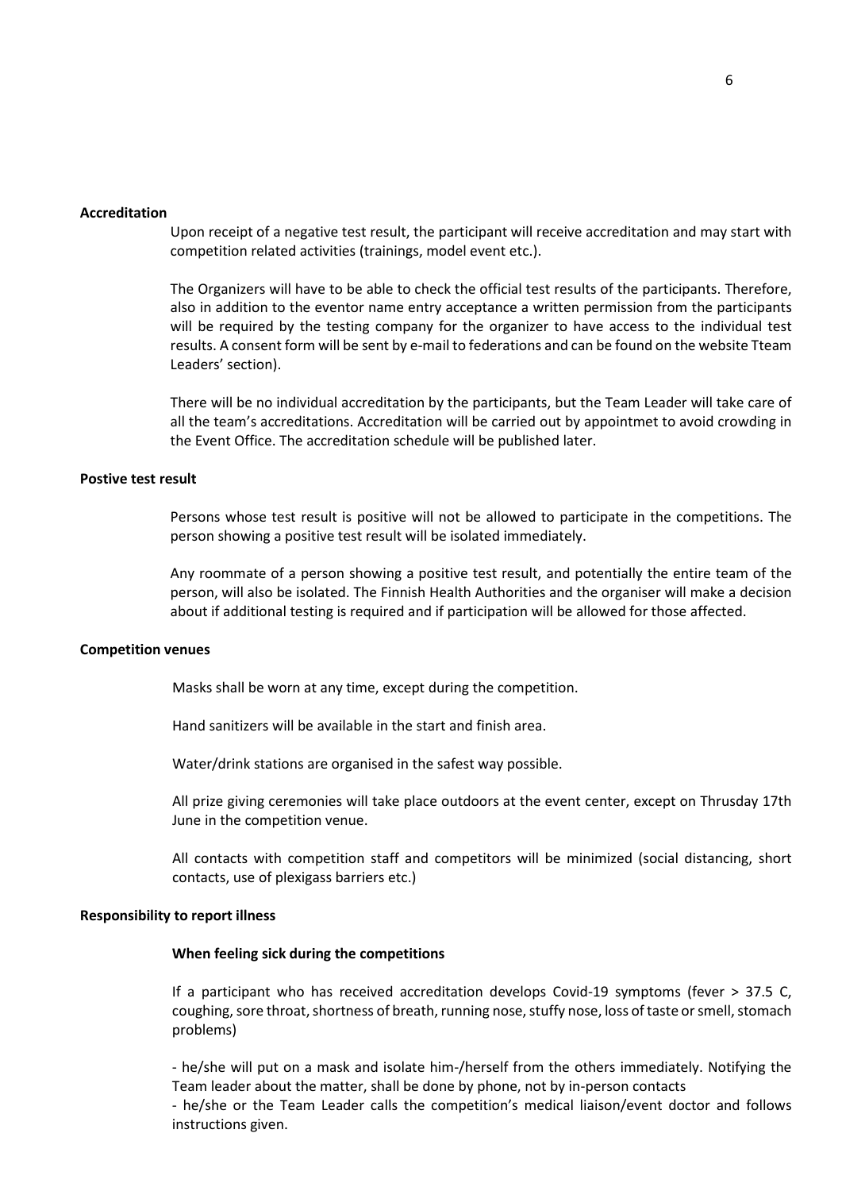**Accreditation**

Upon receipt of a negative test result, the participant will receive accreditation and may start with competition related activities (trainings, model event etc.).

The Organizers will have to be able to check the official test results of the participants. Therefore, also in addition to the eventor name entry acceptance a written permission from the participants will be required by the testing company for the organizer to have access to the individual test results. A consent form will be sent by e-mail to federations and can be found on the website Tteam Leaders' section).

There will be no individual accreditation by the participants, but the Team Leader will take care of all the team's accreditations. Accreditation will be carried out by appointmet to avoid crowding in the Event Office. The accreditation schedule will be published later.

**Postive test result**

Persons whose test result is positive will not be allowed to participate in the competitions. The person showing a positive test result will be isolated immediately.

Any roommate of a person showing a positive test result, and potentially the entire team of the person, will also be isolated. The Finnish Health Authorities and the organiser will make a decision about if additional testing is required and if participation will be allowed for those affected.

**Competition venues**

Masks shall be worn at any time, except during the competition.

Hand sanitizers will be available in the start and finish area.

Water/drink stations are organised in the safest way possible.

All prize giving ceremonies will take place outdoors at the event center, except on Thrusday 17th June in the competition venue.

All contacts with competition staff and competitors will be minimized (social distancing, short contacts, use of plexigass barriers etc.)

**Responsibility to report illness**

**When feeling sick during the competitions**

If a participant who has received accreditation develops Covid-19 symptoms (fever > 37.5 C, coughing, sore throat, shortness of breath, running nose, stuffy nose, loss of taste or smell, stomach problems)

- he/she will put on a mask and isolate him-/herself from the others immediately. Notifying the Team leader about the matter, shall be done by phone, not by in-person contacts
- he/she or the Team Leader calls the competition's medical liaison/event doctor and follows instructions given.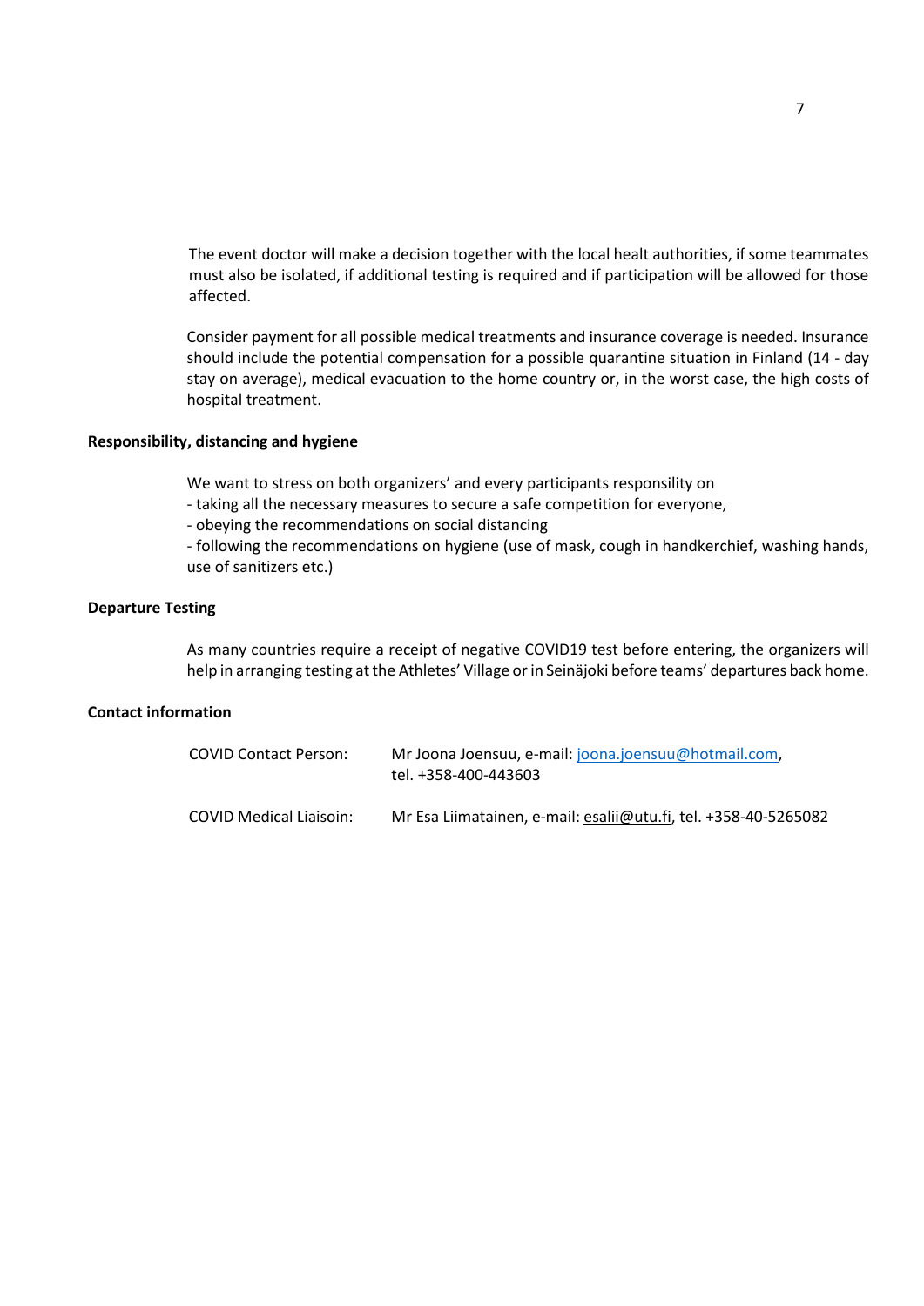The event doctor will make a decision together with the local healt authorities, if some teammates must also be isolated, if additional testing is required and if participation will be allowed for those affected.

Consider payment for all possible medical treatments and insurance coverage is needed. Insurance should include the potential compensation for a possible quarantine situation in Finland (14 - day stay on average), medical evacuation to the home country or, in the worst case, the high costs of hospital treatment.

**Responsibility, distancing and hygiene**

We want to stress on both organizers' and every participants responsility on
- taking all the necessary measures to secure a safe competition for everyone,
- obeying the recommendations on social distancing
- following the recommendations on hygiene (use of mask, cough in handkerchief, washing hands, use of sanitizers etc.)

**Departure Testing**

As many countries require a receipt of negative COVID19 test before entering, the organizers will help in arranging testing at the Athletes' Village or in Seinäjoki before teams' departures back home.

**Contact information**

| | |
|---|---|
| COVID Contact Person: | Mr Joona Joensuu, e-mail: joona.joensuu@hotmail.com, tel. +358-400-443603 |
| COVID Medical Liaisoin: | Mr Esa Liimatainen, e-mail: esalii@utu.fi, tel. +358-40-5265082 |